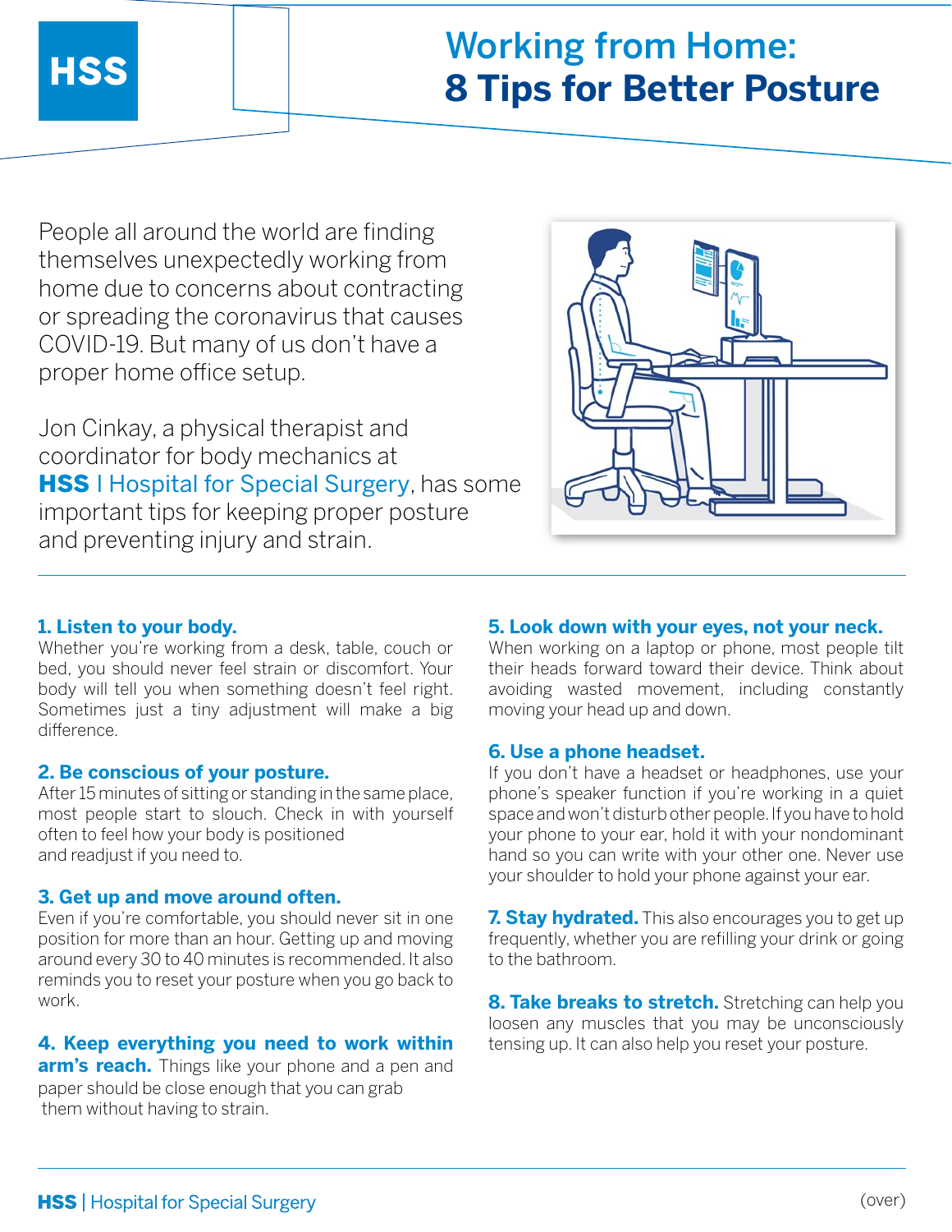HSS

# Working from Home: 8 Tips for Better Posture

People all around the world are finding themselves unexpectedly working from home due to concerns about contracting or spreading the coronavirus that causes COVID-19. But many of us don't have a proper home office setup.

Jon Cinkay, a physical therapist and coordinator for body mechanics at **HSS** | Hospital for Special Surgery, has some important tips for keeping proper posture and preventing injury and strain.

### 1. Listen to your body.

Whether you're working from a desk, table, couch or bed, you should never feel strain or discomfort. Your body will tell you when something doesn't feel right. Sometimes just a tiny adjustment will make a big difference.

### 2. Be conscious of your posture.

After 15 minutes of sitting or standing in the same place, most people start to slouch. Check in with yourself often to feel how your body is positioned and readjust if you need to.

### 3. Get up and move around often.

Even if you're comfortable, you should never sit in one position for more than an hour. Getting up and moving around every 30 to 40 minutes is recommended. It also reminds you to reset your posture when you go back to work.

**4. Keep everything you need to work within arm's reach.** Things like your phone and a pen and paper should be close enough that you can grab them without having to strain.

### 5. Look down with your eyes, not your neck.

When working on a laptop or phone, most people tilt their heads forward toward their device. Think about avoiding wasted movement, including constantly moving your head up and down.

### 6. Use a phone headset.

If you don't have a headset or headphones, use your phone's speaker function if you're working in a quiet space and won't disturb other people. If you have to hold your phone to your ear, hold it with your nondominant hand so you can write with your other one. Never use your shoulder to hold your phone against your ear.

**7. Stay hydrated.** This also encourages you to get up frequently, whether you are refilling your drink or going to the bathroom.

**8. Take breaks to stretch.** Stretching can help you loosen any muscles that you may be unconsciously tensing up. It can also help you reset your posture.

(over)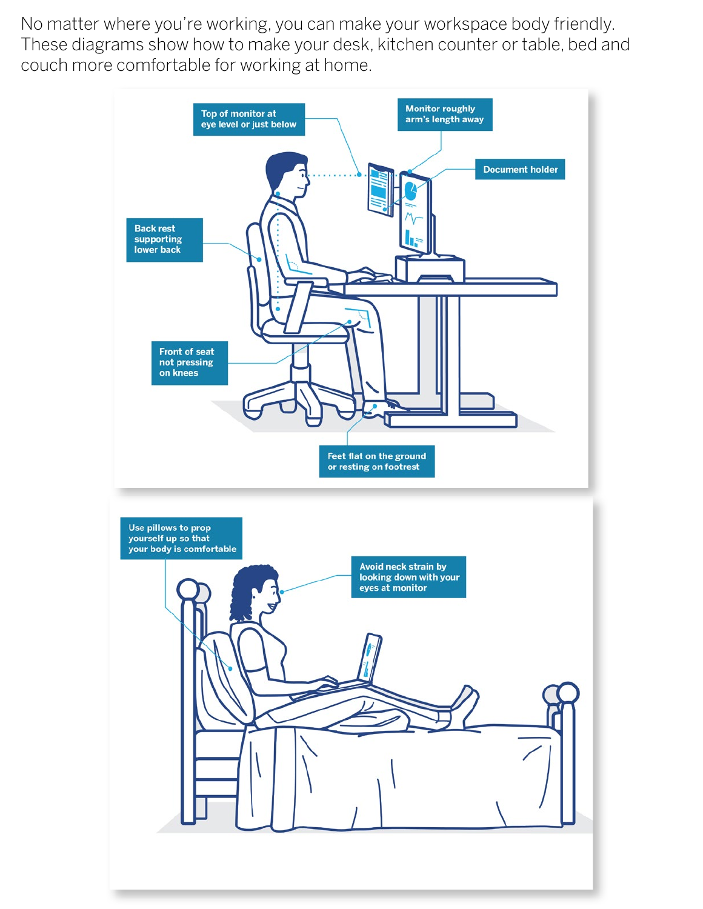No matter where you're working, you can make your workspace body friendly. These diagrams show how to make your desk, kitchen counter or table, bed and couch more comfortable for working at home.

Top of monitor at eye level or just below

Monitor roughly arm's length away

Document holder

Back rest supporting lower back

Front of seat not pressing on knees

Feet flat on the ground or resting on footrest

Use pillows to prop yourself up so that your body is comfortable

Avoid neck strain by looking down with your eyes at monitor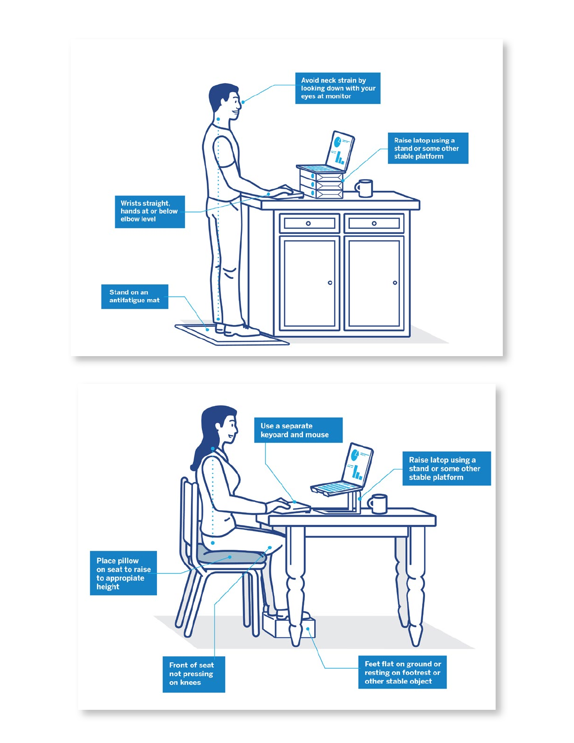Avoid neck strain by looking down with your eyes at monitor

Raise latop using a stand or some other stable platform

Wrists straight, hands at or below elbow level

Stand on an antifatigue mat

Use a separate keyoard and mouse

Raise latop using a stand or some other stable platform

Place pillow on seat to raise to appropiate height

Front of seat not pressing on knees

Feet flat on ground or resting on footrest or other stable object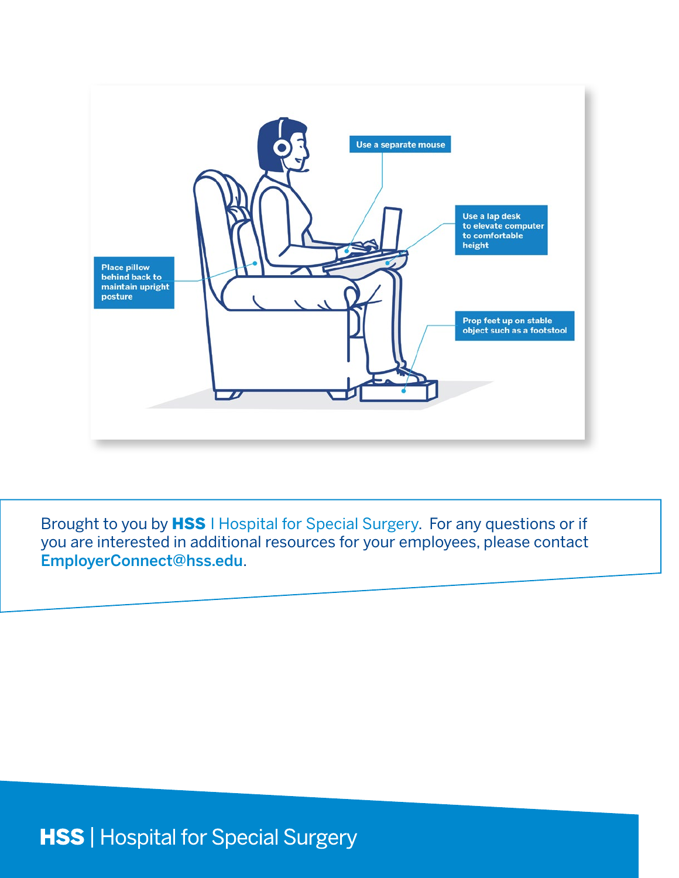Use a separate mouse

Use a lap desk to elevate computer to comfortable height

Place pillow behind back to maintain upright posture

Prop feet up on stable object such as a footstool

Brought to you by **HSS** | Hospital for Special Surgery. For any questions or if you are interested in additional resources for your employees, please contact **EmployerConnect@hss.edu**.

**HSS** | Hospital for Special Surgery